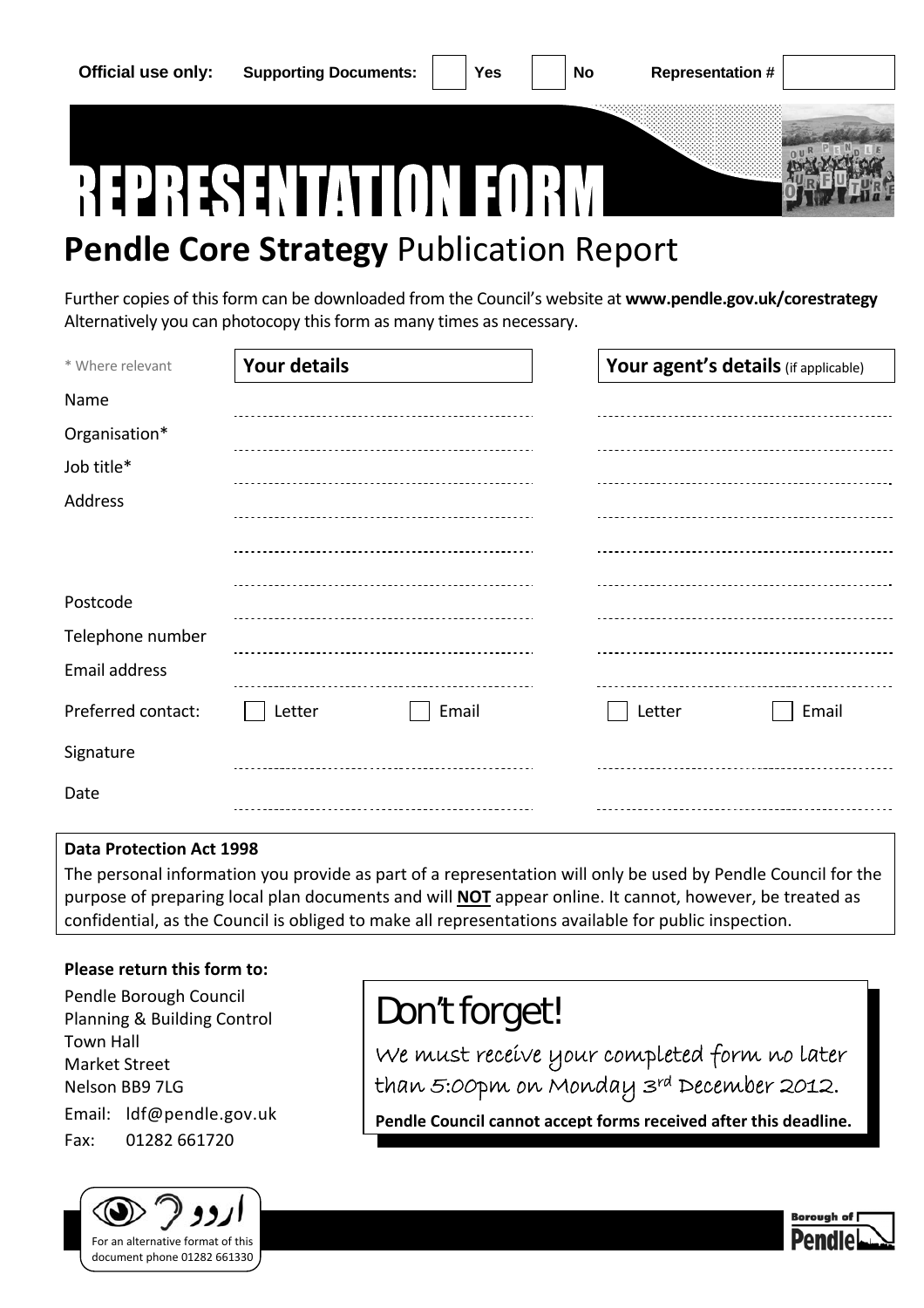Official use only: Supporting Documents: ☐ Yes ☐ No Representation # ☐

# REPRESENTATION FORM

## **Pendle Core Strategy** Publication Report

Further copies of this form can be downloaded from the Council's website at **www.pendle.gov.uk/corestrategy** Alternatively you can photocopy this form as many times as necessary.

| * Where relevant | **Your details** | **Your agent's details** (if applicable) |
|---|---|---|
| Name | | |
| Organisation* | | |
| Job title* | | |
| Address | | |
| | | |
| | | |
| Postcode | | |
| Telephone number | | |
| Email address | | |
| Preferred contact: | ☐ Letter ☐ Email | ☐ Letter ☐ Email |
| Signature | | |
| Date | | |

**Data Protection Act 1998**

The personal information you provide as part of a representation will only be used by Pendle Council for the purpose of preparing local plan documents and will **NOT** appear online. It cannot, however, be treated as confidential, as the Council is obliged to make all representations available for public inspection.

**Please return this form to:**

Pendle Borough Council
Planning & Building Control
Town Hall
Market Street
Nelson BB9 7LG

Email: ldf@pendle.gov.uk
Fax: 01282 661720

## Don't forget!

We must receive your completed form no later than 5:00pm on Monday 3rd December 2012.

**Pendle Council cannot accept forms received after this deadline.**

اردو

For an alternative format of this document phone 01282 661330

Borough of Pendle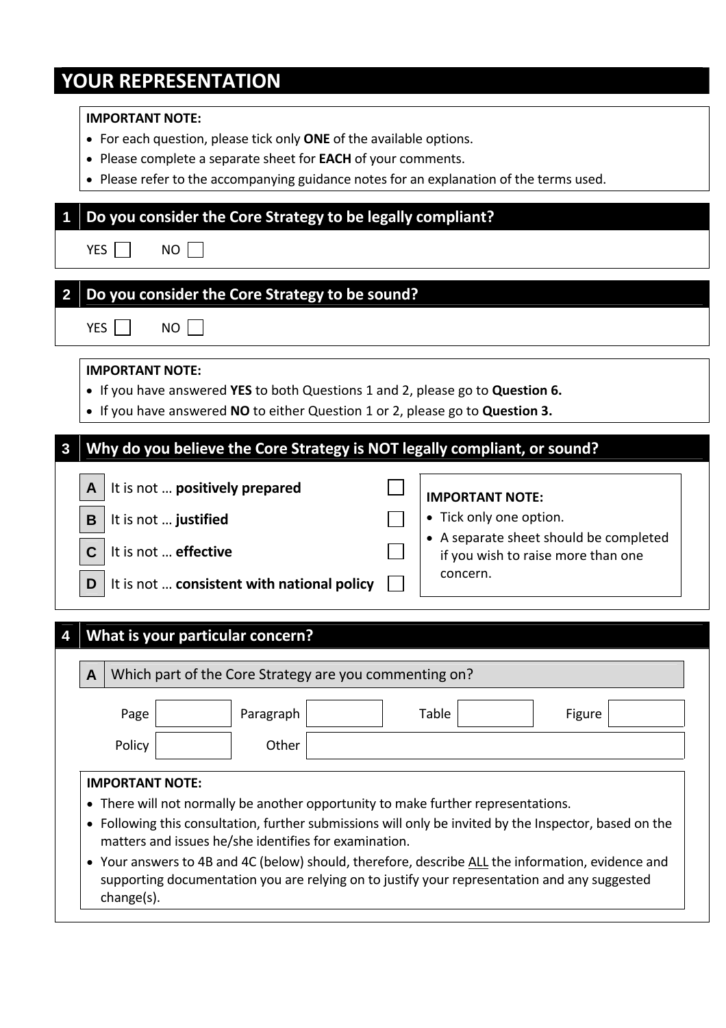## YOUR REPRESENTATION

**IMPORTANT NOTE:**

- For each question, please tick only **ONE** of the available options.
- Please complete a separate sheet for **EACH** of your comments.
- Please refer to the accompanying guidance notes for an explanation of the terms used.

### 1 Do you consider the Core Strategy to be legally compliant?

YES ☐ NO ☐

### 2 Do you consider the Core Strategy to be sound?

YES ☐ NO ☐

**IMPORTANT NOTE:**

- If you have answered **YES** to both Questions 1 and 2, please go to **Question 6.**
- If you have answered **NO** to either Question 1 or 2, please go to **Question 3.**

### 3 Why do you believe the Core Strategy is NOT legally compliant, or sound?

**A** It is not … **positively prepared** ☐

**B** It is not … **justified** ☐

**C** It is not … **effective** ☐

**D** It is not … **consistent with national policy** ☐

**IMPORTANT NOTE:**

- Tick only one option.
- A separate sheet should be completed if you wish to raise more than one concern.

### 4 What is your particular concern?

**A** Which part of the Core Strategy are you commenting on?

| | | | | | | | |
|---|---|---|---|---|---|---|---|
| Page | | Paragraph | | Table | | Figure | |
| Policy | | Other | | | | | |

**IMPORTANT NOTE:**

- There will not normally be another opportunity to make further representations.
- Following this consultation, further submissions will only be invited by the Inspector, based on the matters and issues he/she identifies for examination.
- Your answers to 4B and 4C (below) should, therefore, describe ALL the information, evidence and supporting documentation you are relying on to justify your representation and any suggested change(s).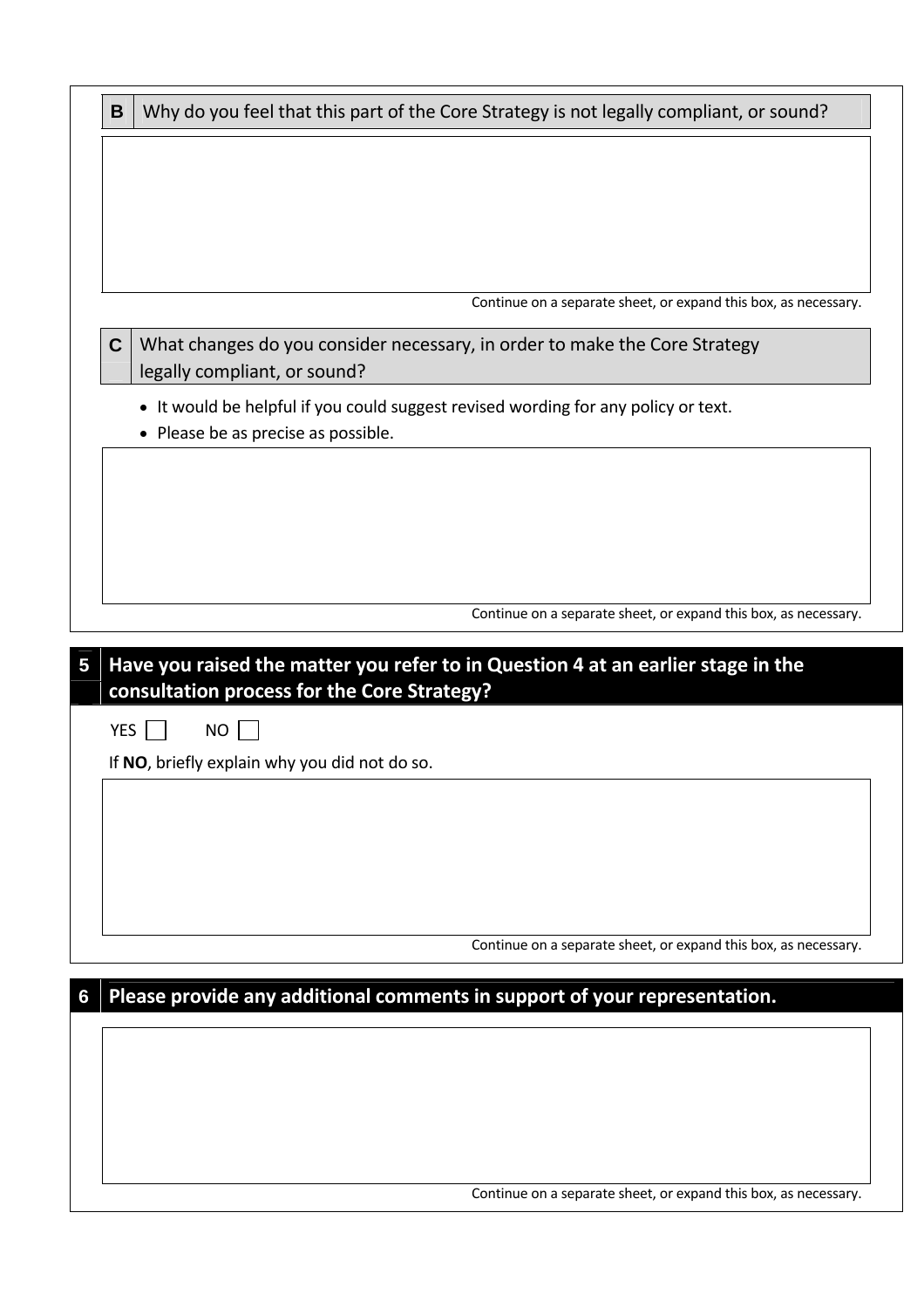**B** Why do you feel that this part of the Core Strategy is not legally compliant, or sound?

Continue on a separate sheet, or expand this box, as necessary.

**C** What changes do you consider necessary, in order to make the Core Strategy legally compliant, or sound?

- It would be helpful if you could suggest revised wording for any policy or text.
- Please be as precise as possible.

Continue on a separate sheet, or expand this box, as necessary.

## 5 Have you raised the matter you refer to in Question 4 at an earlier stage in the consultation process for the Core Strategy?

YES ☐ NO ☐

If **NO**, briefly explain why you did not do so.

Continue on a separate sheet, or expand this box, as necessary.

## 6 Please provide any additional comments in support of your representation.

Continue on a separate sheet, or expand this box, as necessary.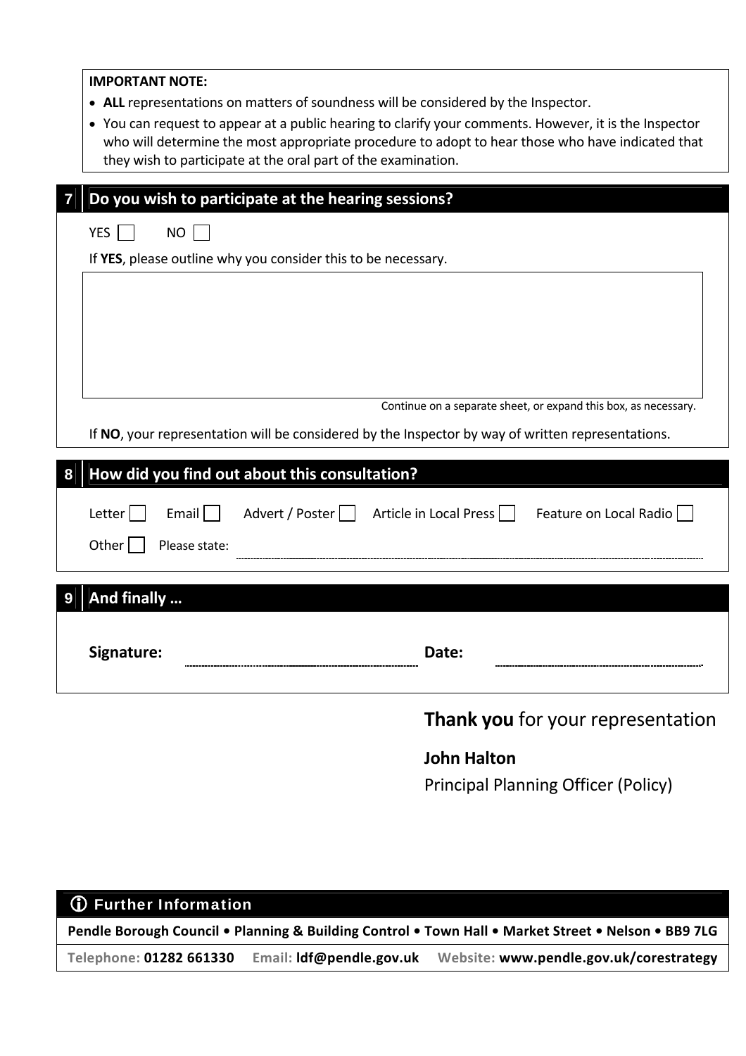**IMPORTANT NOTE:**

- **ALL** representations on matters of soundness will be considered by the Inspector.
- You can request to appear at a public hearing to clarify your comments. However, it is the Inspector who will determine the most appropriate procedure to adopt to hear those who have indicated that they wish to participate at the oral part of the examination.

## 7 Do you wish to participate at the hearing sessions?

YES ☐ NO ☐

If **YES**, please outline why you consider this to be necessary.

Continue on a separate sheet, or expand this box, as necessary.

If **NO**, your representation will be considered by the Inspector by way of written representations.

## 8 How did you find out about this consultation?

Letter ☐ Email ☐ Advert / Poster ☐ Article in Local Press ☐ Feature on Local Radio ☐

Other ☐ Please state:

## 9 And finally …

**Signature:** **Date:**

**Thank you** for your representation

**John Halton**

Principal Planning Officer (Policy)

### ⓘ Further Information

**Pendle Borough Council • Planning & Building Control • Town Hall • Market Street • Nelson • BB9 7LG**

Telephone: **01282 661330** Email: **ldf@pendle.gov.uk** Website: **www.pendle.gov.uk/corestrategy**